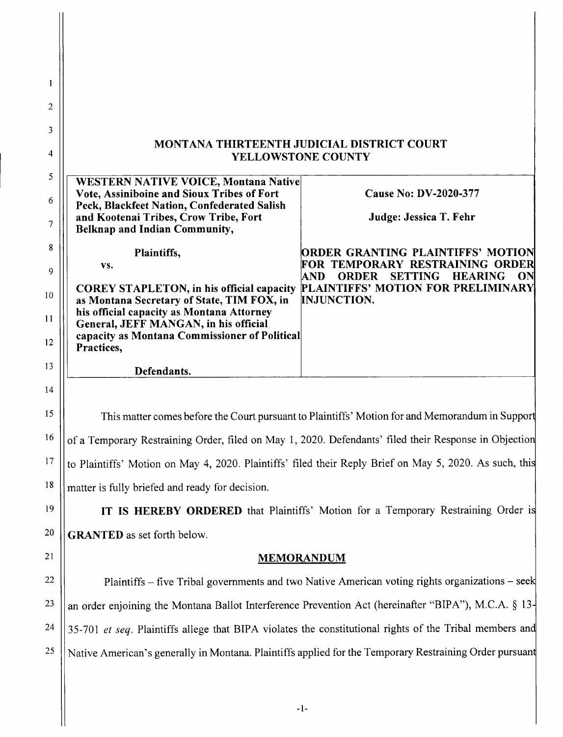# MONTANA THIRTEENTH JUDICIAL DISTRICT COURT
## YELLOWSTONE COUNTY

| | |
|---|---|
| **WESTERN NATIVE VOICE, Montana Native Vote, Assiniboine and Sioux Tribes of Fort Peck, Blackfeet Nation, Confederated Salish and Kootenai Tribes, Crow Tribe, Fort Belknap and Indian Community,**<br><br>**Plaintiffs,**<br>**vs.**<br><br>**COREY STAPLETON, in his official capacity as Montana Secretary of State, TIM FOX, in his official capacity as Montana Attorney General, JEFF MANGAN, in his official capacity as Montana Commissioner of Political Practices,**<br><br>**Defendants.** | **Cause No: DV-2020-377**<br><br>**Judge: Jessica T. Fehr**<br><br>**ORDER GRANTING PLAINTIFFS' MOTION FOR TEMPORARY RESTRAINING ORDER AND ORDER SETTING HEARING ON PLAINTIFFS' MOTION FOR PRELIMINARY INJUNCTION.** |

This matter comes before the Court pursuant to Plaintiffs' Motion for and Memorandum in Support of a Temporary Restraining Order, filed on May 1, 2020. Defendants' filed their Response in Objection to Plaintiffs' Motion on May 4, 2020. Plaintiffs' filed their Reply Brief on May 5, 2020. As such, this matter is fully briefed and ready for decision.

**IT IS HEREBY ORDERED** that Plaintiffs' Motion for a Temporary Restraining Order is **GRANTED** as set forth below.

## MEMORANDUM

Plaintiffs – five Tribal governments and two Native American voting rights organizations – seek an order enjoining the Montana Ballot Interference Prevention Act (hereinafter "BIPA"), M.C.A. § 13-35-701 *et seq*. Plaintiffs allege that BIPA violates the constitutional rights of the Tribal members and Native American's generally in Montana. Plaintiffs applied for the Temporary Restraining Order pursuant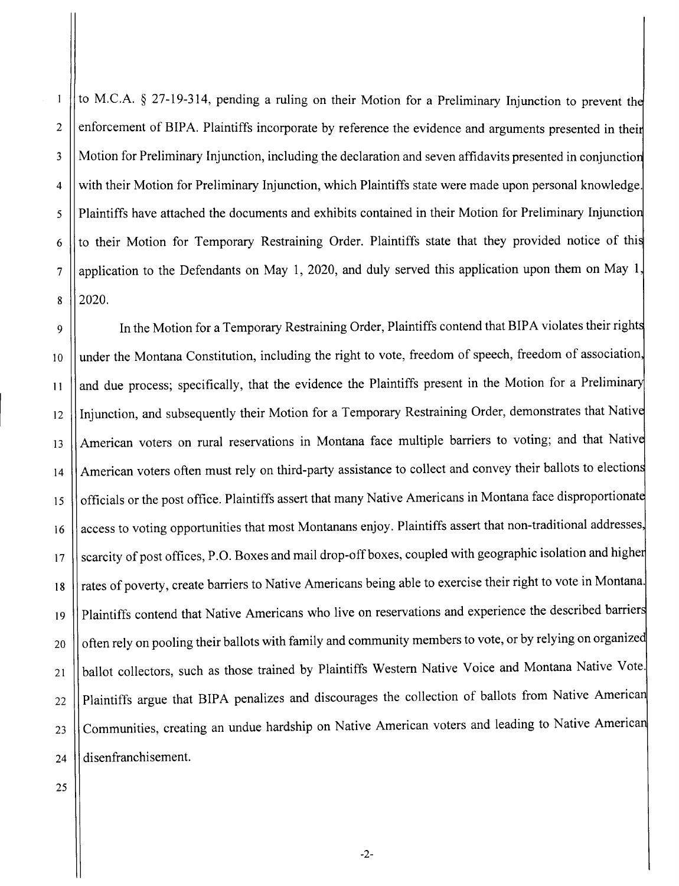to M.C.A. § 27-19-314, pending a ruling on their Motion for a Preliminary Injunction to prevent the enforcement of BIPA. Plaintiffs incorporate by reference the evidence and arguments presented in their Motion for Preliminary Injunction, including the declaration and seven affidavits presented in conjunction with their Motion for Preliminary Injunction, which Plaintiffs state were made upon personal knowledge. Plaintiffs have attached the documents and exhibits contained in their Motion for Preliminary Injunction to their Motion for Temporary Restraining Order. Plaintiffs state that they provided notice of this application to the Defendants on May 1, 2020, and duly served this application upon them on May 1, 2020.

In the Motion for a Temporary Restraining Order, Plaintiffs contend that BIPA violates their rights under the Montana Constitution, including the right to vote, freedom of speech, freedom of association, and due process; specifically, that the evidence the Plaintiffs present in the Motion for a Preliminary Injunction, and subsequently their Motion for a Temporary Restraining Order, demonstrates that Native American voters on rural reservations in Montana face multiple barriers to voting; and that Native American voters often must rely on third-party assistance to collect and convey their ballots to elections officials or the post office. Plaintiffs assert that many Native Americans in Montana face disproportionate access to voting opportunities that most Montanans enjoy. Plaintiffs assert that non-traditional addresses, scarcity of post offices, P.O. Boxes and mail drop-off boxes, coupled with geographic isolation and higher rates of poverty, create barriers to Native Americans being able to exercise their right to vote in Montana. Plaintiffs contend that Native Americans who live on reservations and experience the described barriers often rely on pooling their ballots with family and community members to vote, or by relying on organized ballot collectors, such as those trained by Plaintiffs Western Native Voice and Montana Native Vote. Plaintiffs argue that BIPA penalizes and discourages the collection of ballots from Native American Communities, creating an undue hardship on Native American voters and leading to Native American disenfranchisement.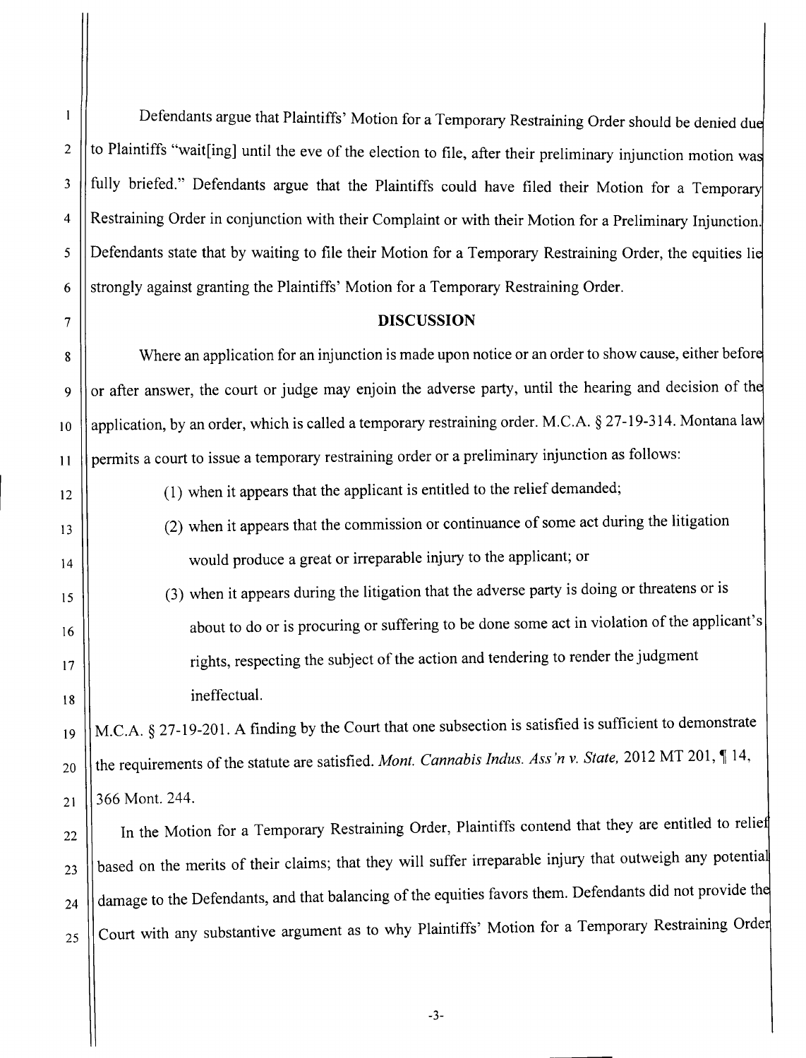Defendants argue that Plaintiffs' Motion for a Temporary Restraining Order should be denied due to Plaintiffs "wait[ing] until the eve of the election to file, after their preliminary injunction motion was fully briefed." Defendants argue that the Plaintiffs could have filed their Motion for a Temporary Restraining Order in conjunction with their Complaint or with their Motion for a Preliminary Injunction. Defendants state that by waiting to file their Motion for a Temporary Restraining Order, the equities lie strongly against granting the Plaintiffs' Motion for a Temporary Restraining Order.

## DISCUSSION

Where an application for an injunction is made upon notice or an order to show cause, either before or after answer, the court or judge may enjoin the adverse party, until the hearing and decision of the application, by an order, which is called a temporary restraining order. M.C.A. § 27-19-314. Montana law permits a court to issue a temporary restraining order or a preliminary injunction as follows:

(1) when it appears that the applicant is entitled to the relief demanded;

(2) when it appears that the commission or continuance of some act during the litigation would produce a great or irreparable injury to the applicant; or

(3) when it appears during the litigation that the adverse party is doing or threatens or is about to do or is procuring or suffering to be done some act in violation of the applicant's rights, respecting the subject of the action and tendering to render the judgment ineffectual.

M.C.A. § 27-19-201. A finding by the Court that one subsection is satisfied is sufficient to demonstrate the requirements of the statute are satisfied. *Mont. Cannabis Indus. Ass'n v. State,* 2012 MT 201, ¶ 14, 366 Mont. 244.

In the Motion for a Temporary Restraining Order, Plaintiffs contend that they are entitled to relief based on the merits of their claims; that they will suffer irreparable injury that outweigh any potential damage to the Defendants, and that balancing of the equities favors them. Defendants did not provide the Court with any substantive argument as to why Plaintiffs' Motion for a Temporary Restraining Order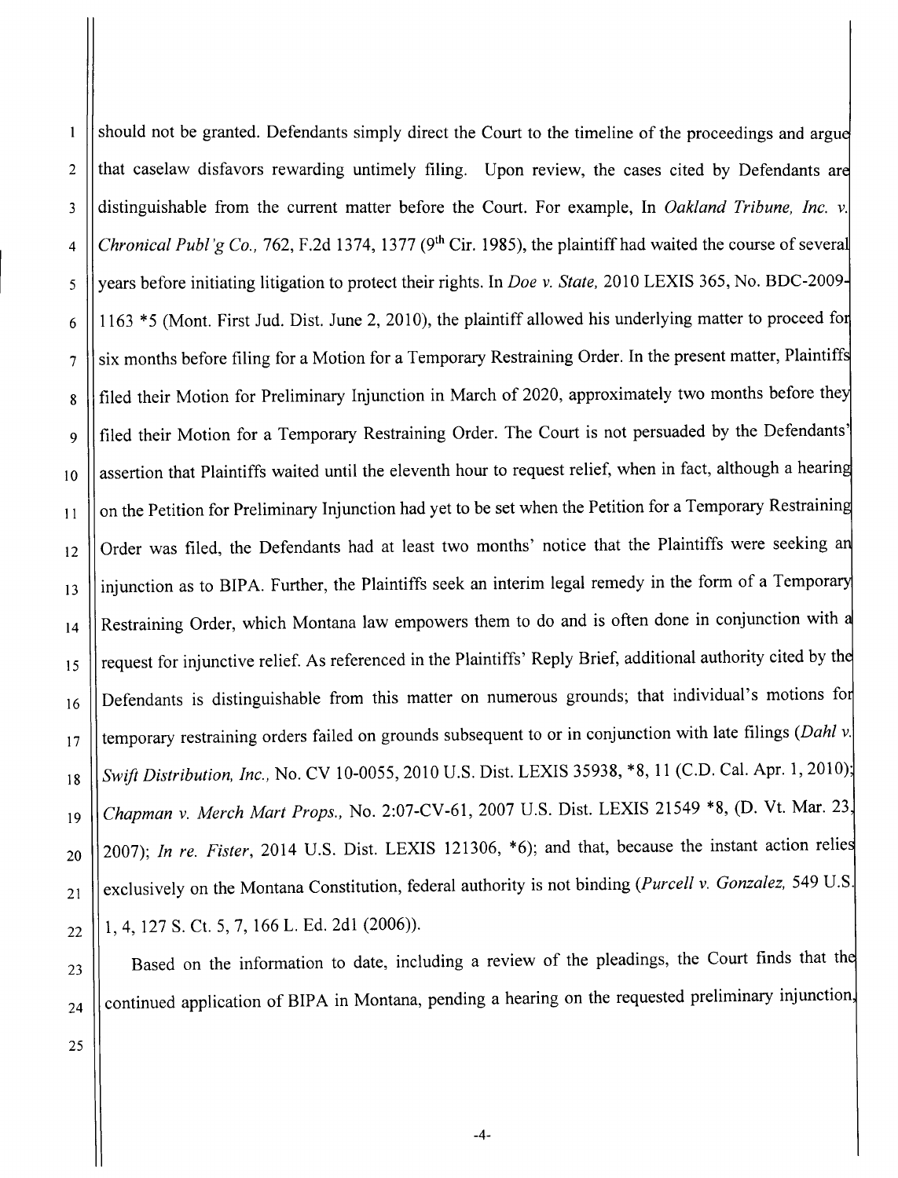should not be granted. Defendants simply direct the Court to the timeline of the proceedings and argue that caselaw disfavors rewarding untimely filing. Upon review, the cases cited by Defendants are distinguishable from the current matter before the Court. For example, In *Oakland Tribune, Inc. v. Chronical Publ'g Co.,* 762, F.2d 1374, 1377 (9th Cir. 1985), the plaintiff had waited the course of several years before initiating litigation to protect their rights. In *Doe v. State,* 2010 LEXIS 365, No. BDC-2009-1163 *5 (Mont. First Jud. Dist. June 2, 2010), the plaintiff allowed his underlying matter to proceed for six months before filing for a Motion for a Temporary Restraining Order. In the present matter, Plaintiffs filed their Motion for Preliminary Injunction in March of 2020, approximately two months before they filed their Motion for a Temporary Restraining Order. The Court is not persuaded by the Defendants' assertion that Plaintiffs waited until the eleventh hour to request relief, when in fact, although a hearing on the Petition for Preliminary Injunction had yet to be set when the Petition for a Temporary Restraining Order was filed, the Defendants had at least two months' notice that the Plaintiffs were seeking an injunction as to BIPA. Further, the Plaintiffs seek an interim legal remedy in the form of a Temporary Restraining Order, which Montana law empowers them to do and is often done in conjunction with a request for injunctive relief. As referenced in the Plaintiffs' Reply Brief, additional authority cited by the Defendants is distinguishable from this matter on numerous grounds; that individual's motions for temporary restraining orders failed on grounds subsequent to or in conjunction with late filings (*Dahl v. Swift Distribution, Inc.,* No. CV 10-0055, 2010 U.S. Dist. LEXIS 35938, *8, 11 (C.D. Cal. Apr. 1, 2010); *Chapman v. Merch Mart Props.,* No. 2:07-CV-61, 2007 U.S. Dist. LEXIS 21549 *8, (D. Vt. Mar. 23, 2007); *In re. Fister,* 2014 U.S. Dist. LEXIS 121306, *6); and that, because the instant action relies exclusively on the Montana Constitution, federal authority is not binding (*Purcell v. Gonzalez,* 549 U.S. 1, 4, 127 S. Ct. 5, 7, 166 L. Ed. 2d1 (2006)).

Based on the information to date, including a review of the pleadings, the Court finds that the continued application of BIPA in Montana, pending a hearing on the requested preliminary injunction,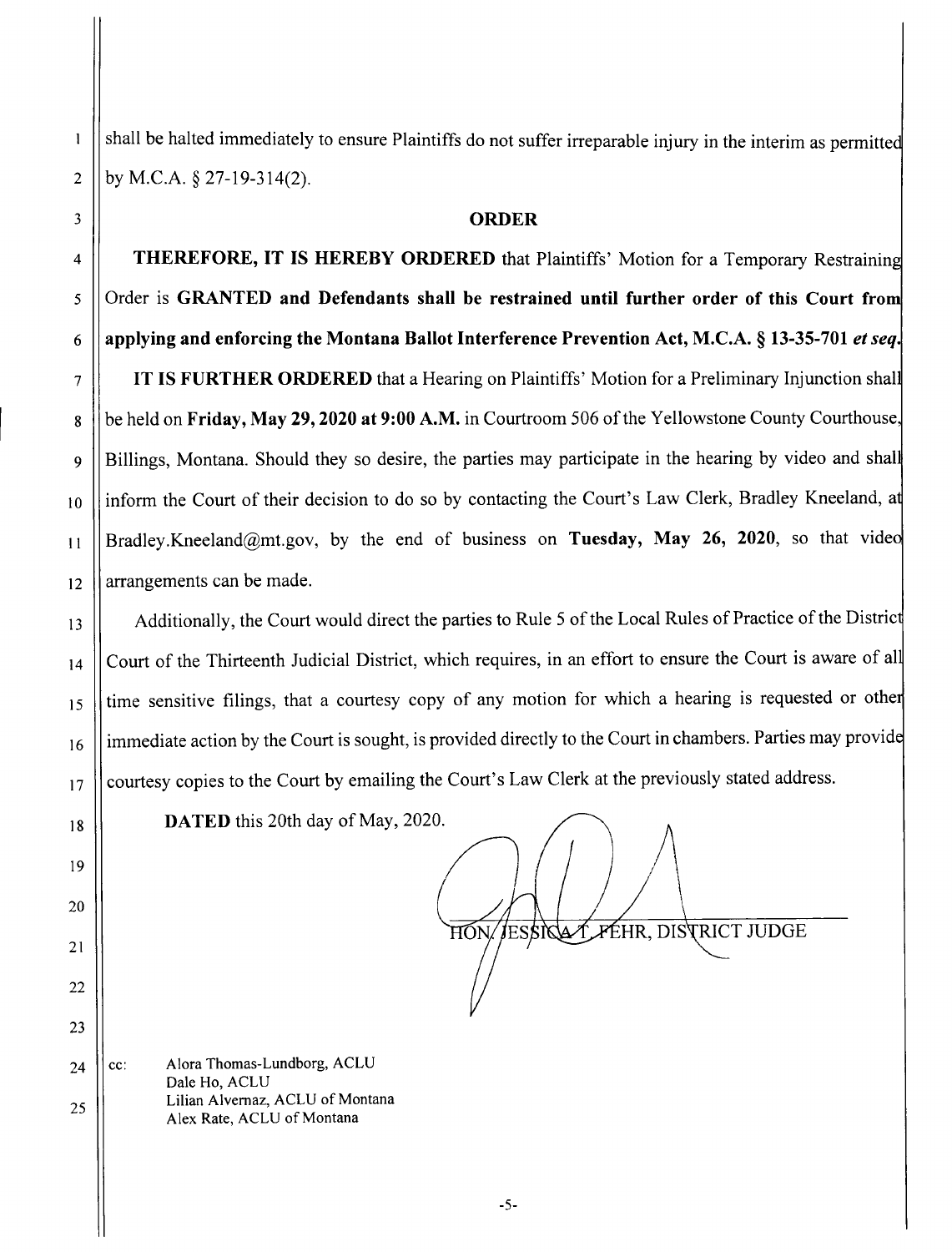shall be halted immediately to ensure Plaintiffs do not suffer irreparable injury in the interim as permitted by M.C.A. § 27-19-314(2).

## ORDER

**THEREFORE, IT IS HEREBY ORDERED** that Plaintiffs' Motion for a Temporary Restraining Order is **GRANTED and Defendants shall be restrained until further order of this Court from applying and enforcing the Montana Ballot Interference Prevention Act, M.C.A. § 13-35-701 *et seq.***

**IT IS FURTHER ORDERED** that a Hearing on Plaintiffs' Motion for a Preliminary Injunction shall be held on **Friday, May 29, 2020 at 9:00 A.M.** in Courtroom 506 of the Yellowstone County Courthouse, Billings, Montana. Should they so desire, the parties may participate in the hearing by video and shall inform the Court of their decision to do so by contacting the Court's Law Clerk, Bradley Kneeland, at Bradley.Kneeland@mt.gov, by the end of business on **Tuesday, May 26, 2020**, so that video arrangements can be made.

Additionally, the Court would direct the parties to Rule 5 of the Local Rules of Practice of the District Court of the Thirteenth Judicial District, which requires, in an effort to ensure the Court is aware of all time sensitive filings, that a courtesy copy of any motion for which a hearing is requested or other immediate action by the Court is sought, is provided directly to the Court in chambers. Parties may provide courtesy copies to the Court by emailing the Court's Law Clerk at the previously stated address.

**DATED** this 20th day of May, 2020.

HON. JESSICA T. FEHR, DISTRICT JUDGE

cc: Alora Thomas-Lundborg, ACLU
Dale Ho, ACLU
Lilian Alvernaz, ACLU of Montana
Alex Rate, ACLU of Montana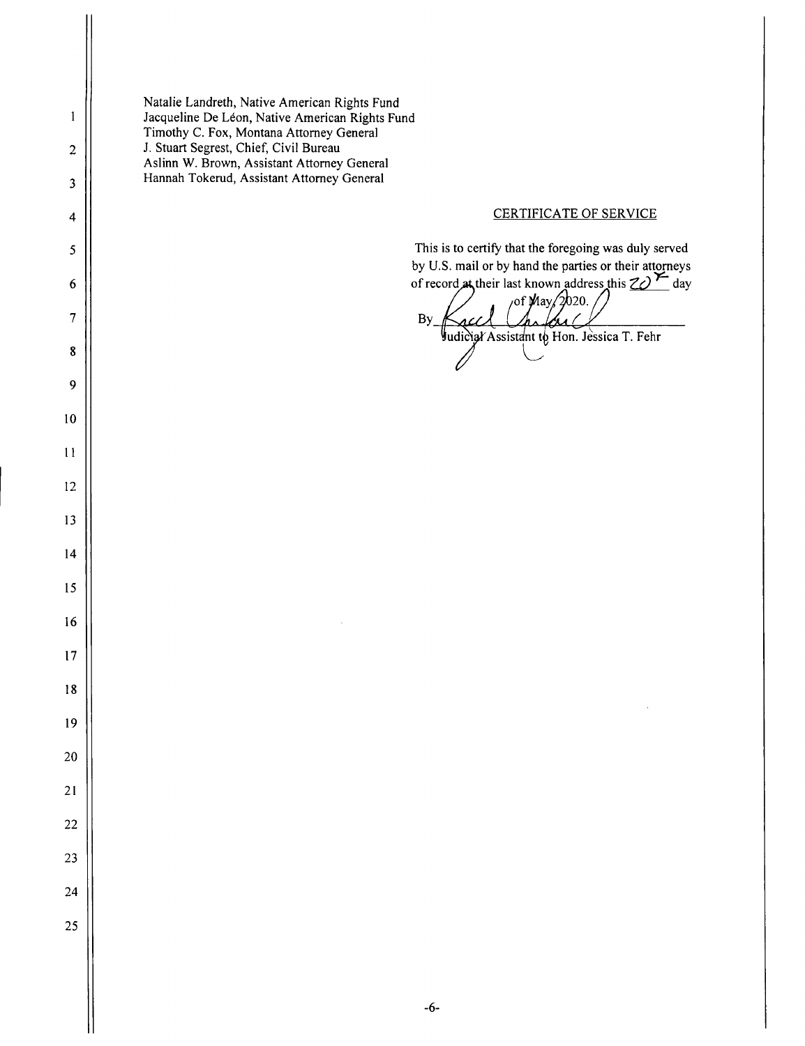Natalie Landreth, Native American Rights Fund
Jacqueline De Léon, Native American Rights Fund
Timothy C. Fox, Montana Attorney General
J. Stuart Segrest, Chief, Civil Bureau
Aslinn W. Brown, Assistant Attorney General
Hannah Tokerud, Assistant Attorney General

## CERTIFICATE OF SERVICE

This is to certify that the foregoing was duly served by U.S. mail or by hand the parties or their attorneys of record at their last known address this 20th day of May, 2020.

By ______________________________
Judicial Assistant to Hon. Jessica T. Fehr